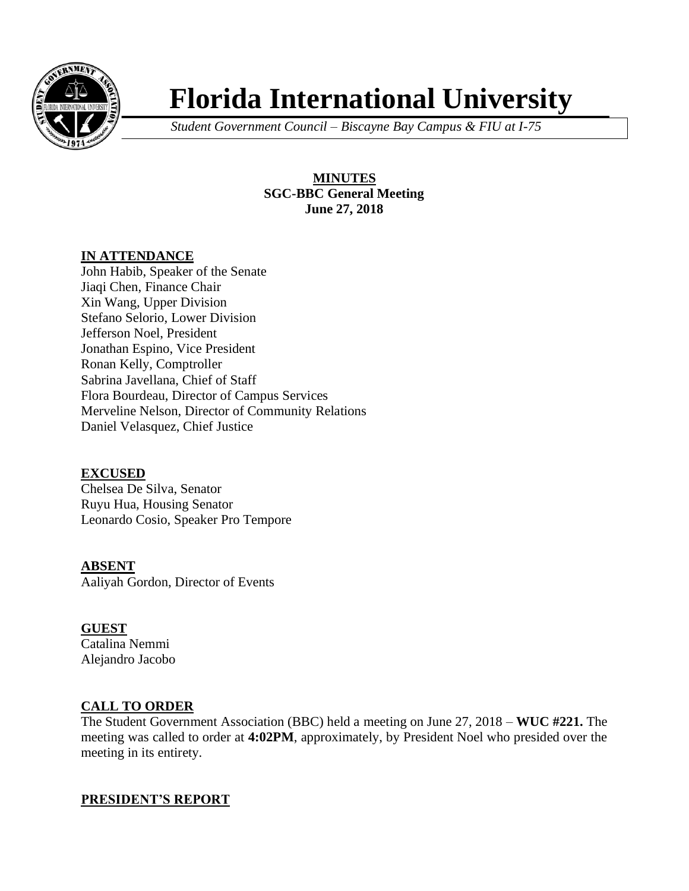# Florida International University

*Student Government Council – Biscayne Bay Campus & FIU at I-75*

**MINUTES**
**SGC-BBC General Meeting**
**June 27, 2018**

## IN ATTENDANCE

John Habib, Speaker of the Senate
Jiaqi Chen, Finance Chair
Xin Wang, Upper Division
Stefano Selorio, Lower Division
Jefferson Noel, President
Jonathan Espino, Vice President
Ronan Kelly, Comptroller
Sabrina Javellana, Chief of Staff
Flora Bourdeau, Director of Campus Services
Merveline Nelson, Director of Community Relations
Daniel Velasquez, Chief Justice

## EXCUSED

Chelsea De Silva, Senator
Ruyu Hua, Housing Senator
Leonardo Cosio, Speaker Pro Tempore

## ABSENT

Aaliyah Gordon, Director of Events

## GUEST

Catalina Nemmi
Alejandro Jacobo

## CALL TO ORDER

The Student Government Association (BBC) held a meeting on June 27, 2018 – **WUC #221.** The meeting was called to order at **4:02PM**, approximately, by President Noel who presided over the meeting in its entirety.

## PRESIDENT'S REPORT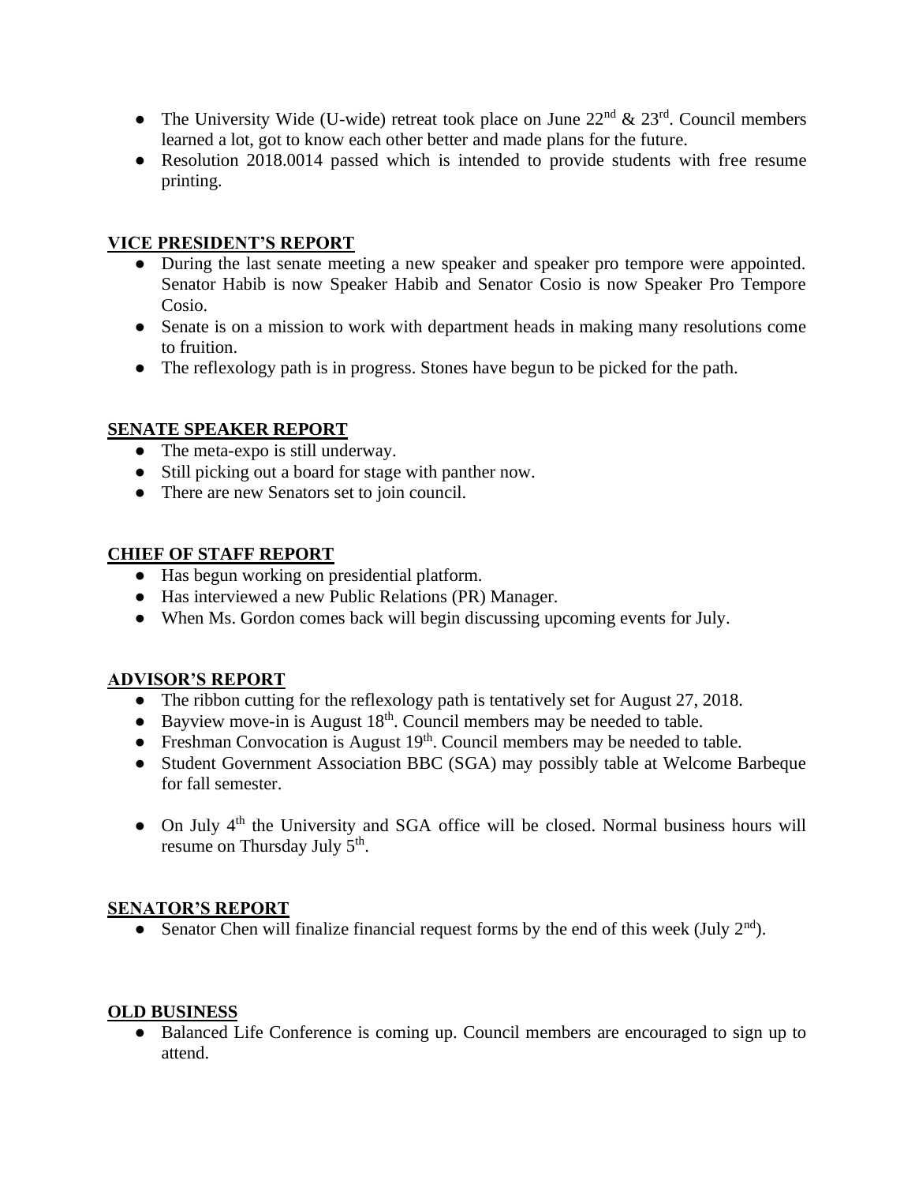- The University Wide (U-wide) retreat took place on June 22nd & 23rd. Council members learned a lot, got to know each other better and made plans for the future.
- Resolution 2018.0014 passed which is intended to provide students with free resume printing.

## VICE PRESIDENT'S REPORT

- During the last senate meeting a new speaker and speaker pro tempore were appointed. Senator Habib is now Speaker Habib and Senator Cosio is now Speaker Pro Tempore Cosio.
- Senate is on a mission to work with department heads in making many resolutions come to fruition.
- The reflexology path is in progress. Stones have begun to be picked for the path.

## SENATE SPEAKER REPORT

- The meta-expo is still underway.
- Still picking out a board for stage with panther now.
- There are new Senators set to join council.

## CHIEF OF STAFF REPORT

- Has begun working on presidential platform.
- Has interviewed a new Public Relations (PR) Manager.
- When Ms. Gordon comes back will begin discussing upcoming events for July.

## ADVISOR'S REPORT

- The ribbon cutting for the reflexology path is tentatively set for August 27, 2018.
- Bayview move-in is August 18th. Council members may be needed to table.
- Freshman Convocation is August 19th. Council members may be needed to table.
- Student Government Association BBC (SGA) may possibly table at Welcome Barbeque for fall semester.

- On July 4th the University and SGA office will be closed. Normal business hours will resume on Thursday July 5th.

## SENATOR'S REPORT

- Senator Chen will finalize financial request forms by the end of this week (July 2nd).

## OLD BUSINESS

- Balanced Life Conference is coming up. Council members are encouraged to sign up to attend.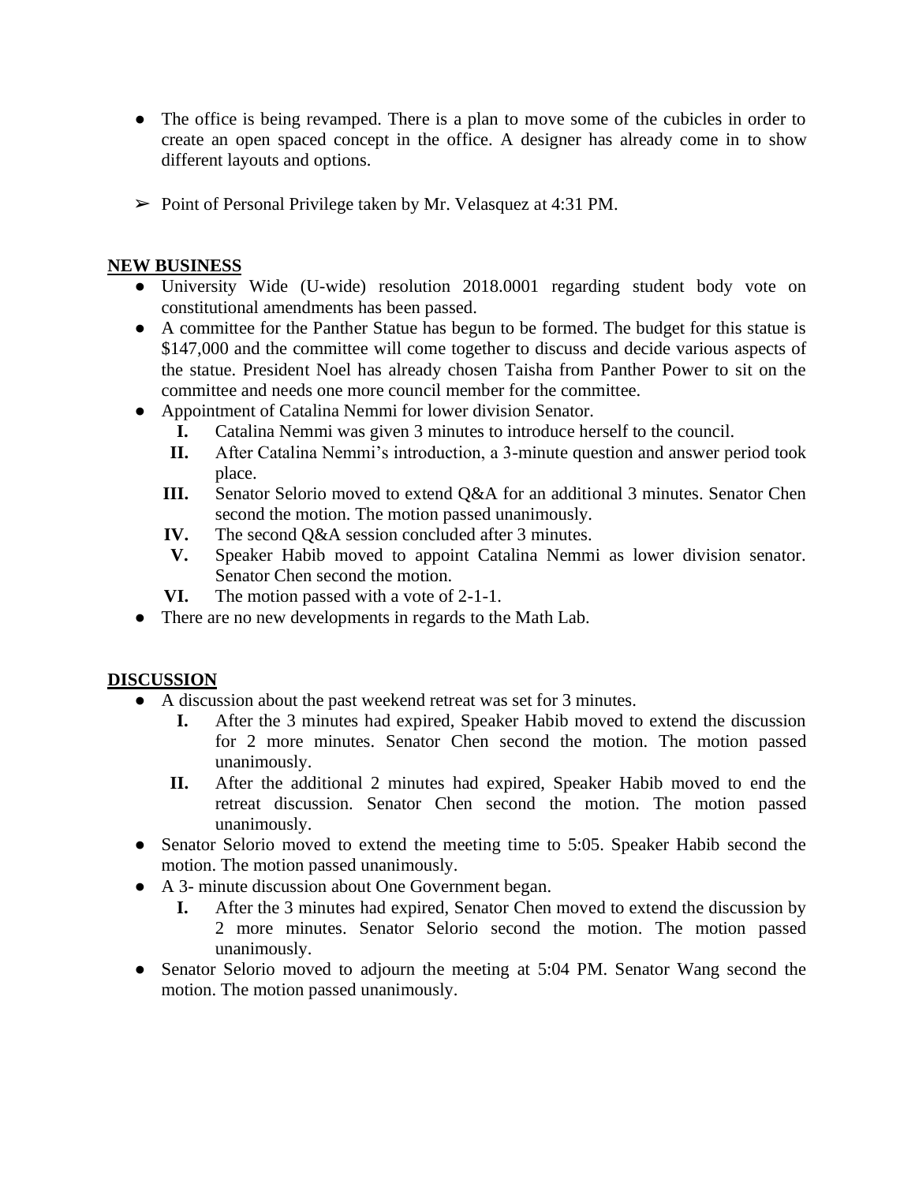- The office is being revamped. There is a plan to move some of the cubicles in order to create an open spaced concept in the office. A designer has already come in to show different layouts and options.

➢ Point of Personal Privilege taken by Mr. Velasquez at 4:31 PM.

## NEW BUSINESS

- University Wide (U-wide) resolution 2018.0001 regarding student body vote on constitutional amendments has been passed.
- A committee for the Panther Statue has begun to be formed. The budget for this statue is $147,000 and the committee will come together to discuss and decide various aspects of the statue. President Noel has already chosen Taisha from Panther Power to sit on the committee and needs one more council member for the committee.
- Appointment of Catalina Nemmi for lower division Senator.
    - I. Catalina Nemmi was given 3 minutes to introduce herself to the council.
    - II. After Catalina Nemmi's introduction, a 3-minute question and answer period took place.
    - III. Senator Selorio moved to extend Q&A for an additional 3 minutes. Senator Chen second the motion. The motion passed unanimously.
    - IV. The second Q&A session concluded after 3 minutes.
    - V. Speaker Habib moved to appoint Catalina Nemmi as lower division senator. Senator Chen second the motion.
    - VI. The motion passed with a vote of 2-1-1.
- There are no new developments in regards to the Math Lab.

## DISCUSSION

- A discussion about the past weekend retreat was set for 3 minutes.
    - I. After the 3 minutes had expired, Speaker Habib moved to extend the discussion for 2 more minutes. Senator Chen second the motion. The motion passed unanimously.
    - II. After the additional 2 minutes had expired, Speaker Habib moved to end the retreat discussion. Senator Chen second the motion. The motion passed unanimously.
- Senator Selorio moved to extend the meeting time to 5:05. Speaker Habib second the motion. The motion passed unanimously.
- A 3- minute discussion about One Government began.
    - I. After the 3 minutes had expired, Senator Chen moved to extend the discussion by 2 more minutes. Senator Selorio second the motion. The motion passed unanimously.
- Senator Selorio moved to adjourn the meeting at 5:04 PM. Senator Wang second the motion. The motion passed unanimously.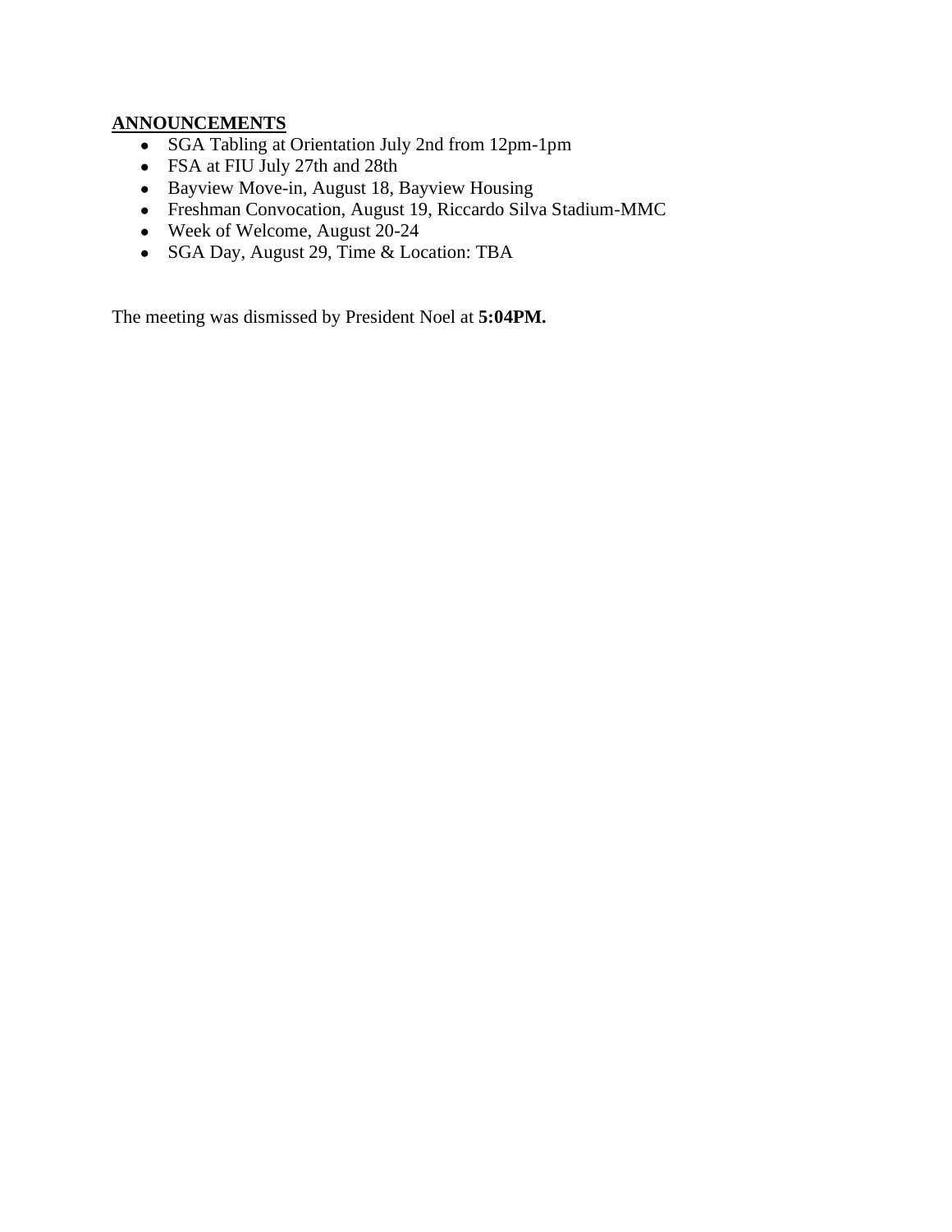**ANNOUNCEMENTS**

- SGA Tabling at Orientation July 2nd from 12pm-1pm
- FSA at FIU July 27th and 28th
- Bayview Move-in, August 18, Bayview Housing
- Freshman Convocation, August 19, Riccardo Silva Stadium-MMC
- Week of Welcome, August 20-24
- SGA Day, August 29, Time & Location: TBA

The meeting was dismissed by President Noel at **5:04PM.**